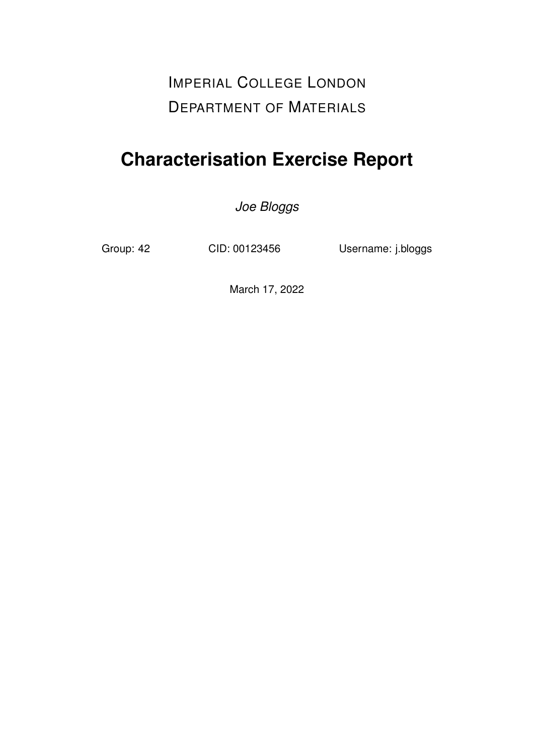IMPERIAL COLLEGE LONDON

DEPARTMENT OF MATERIALS

# Characterisation Exercise Report

*Joe Bloggs*

Group: 42 CID: 00123456 Username: j.bloggs

March 17, 2022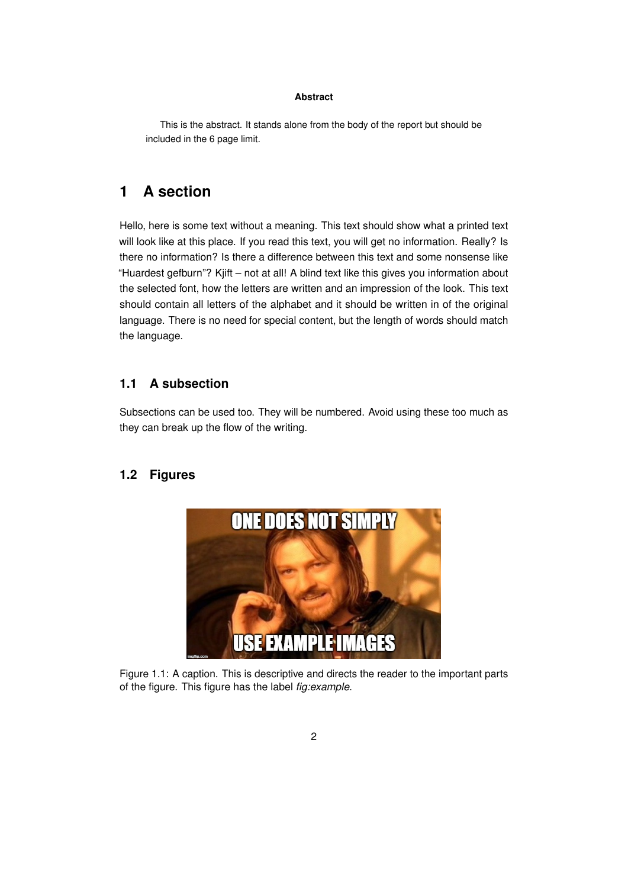**Abstract**

This is the abstract. It stands alone from the body of the report but should be included in the 6 page limit.

# 1 A section

Hello, here is some text without a meaning. This text should show what a printed text will look like at this place. If you read this text, you will get no information. Really? Is there no information? Is there a difference between this text and some nonsense like "Huardest gefburn"? Kjift – not at all! A blind text like this gives you information about the selected font, how the letters are written and an impression of the look. This text should contain all letters of the alphabet and it should be written in of the original language. There is no need for special content, but the length of words should match the language.

## 1.1 A subsection

Subsections can be used too. They will be numbered. Avoid using these too much as they can break up the flow of the writing.

## 1.2 Figures

Figure 1.1: A caption. This is descriptive and directs the reader to the important parts of the figure. This figure has the label *fig:example*.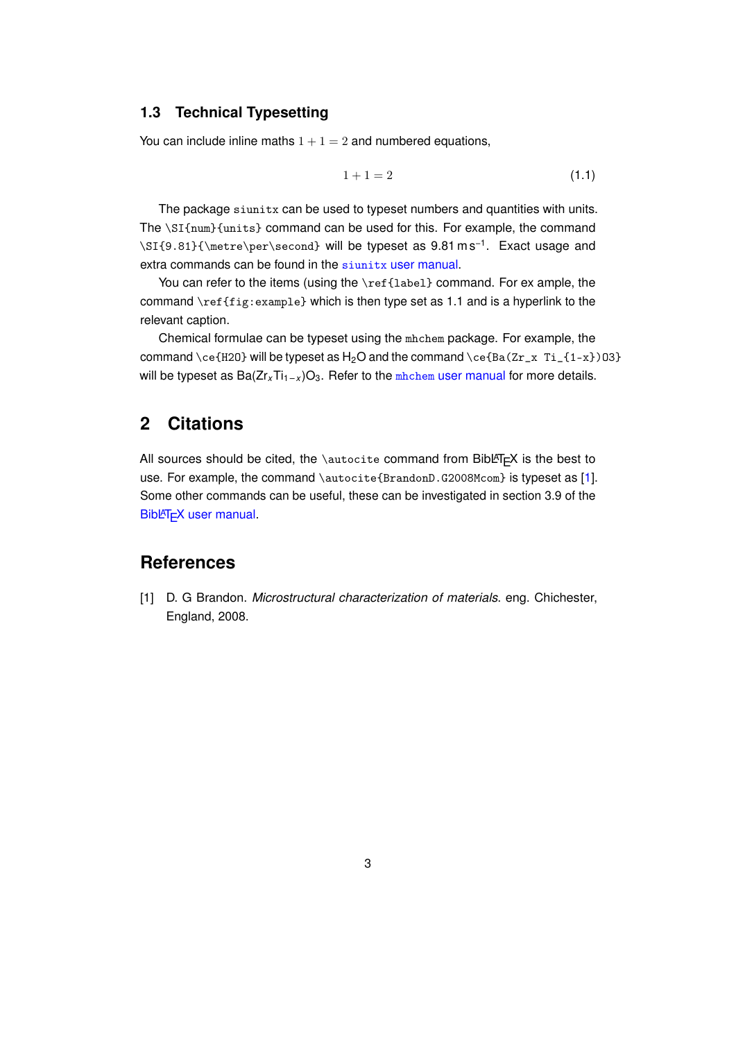### 1.3 Technical Typesetting

You can include inline maths $1 + 1 = 2$ and numbered equations,

$$1 + 1 = 2 \tag{1.1}$$

The package `siunitx` can be used to typeset numbers and quantities with units. The `\SI{num}{units}` command can be used for this. For example, the command `\SI{9.81}{\metre\per\second}` will be typeset as 9.81 m s$^{-1}$. Exact usage and extra commands can be found in the `siunitx` user manual.

You can refer to the items (using the `\ref{label}` command. For ex ample, the command `\ref{fig:example}` which is then type set as 1.1 and is a hyperlink to the relevant caption.

Chemical formulae can be typeset using the `mhchem` package. For example, the command `\ce{H2O}` will be typeset as $H_2O$ and the command `\ce{Ba(Zr_x Ti_{1-x})O3}` will be typeset as $Ba(Zr_xTi_{1-x})O_3$. Refer to the `mhchem` user manual for more details.

## 2 Citations

All sources should be cited, the `\autocite` command from BibLaTeX is the best to use. For example, the command `\autocite{BrandonD.G2008Mcom}` is typeset as [1]. Some other commands can be useful, these can be investigated in section 3.9 of the BibLaTeX user manual.

## References

[1] D. G Brandon. *Microstructural characterization of materials*. eng. Chichester, England, 2008.